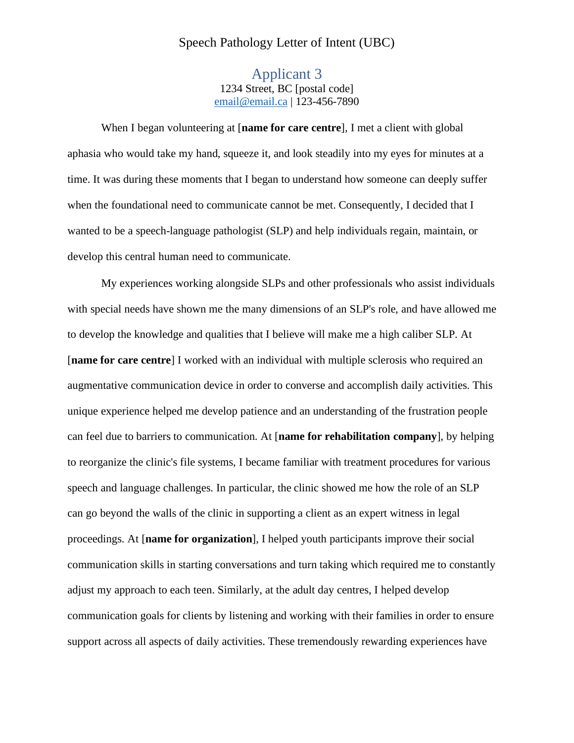# Speech Pathology Letter of Intent (UBC)

## Applicant 3

1234 Street, BC [postal code]
email@email.ca | 123-456-7890

When I began volunteering at [**name for care centre**], I met a client with global aphasia who would take my hand, squeeze it, and look steadily into my eyes for minutes at a time. It was during these moments that I began to understand how someone can deeply suffer when the foundational need to communicate cannot be met. Consequently, I decided that I wanted to be a speech-language pathologist (SLP) and help individuals regain, maintain, or develop this central human need to communicate.

My experiences working alongside SLPs and other professionals who assist individuals with special needs have shown me the many dimensions of an SLP's role, and have allowed me to develop the knowledge and qualities that I believe will make me a high caliber SLP. At [**name for care centre**] I worked with an individual with multiple sclerosis who required an augmentative communication device in order to converse and accomplish daily activities. This unique experience helped me develop patience and an understanding of the frustration people can feel due to barriers to communication. At [**name for rehabilitation company**], by helping to reorganize the clinic's file systems, I became familiar with treatment procedures for various speech and language challenges. In particular, the clinic showed me how the role of an SLP can go beyond the walls of the clinic in supporting a client as an expert witness in legal proceedings. At [**name for organization**], I helped youth participants improve their social communication skills in starting conversations and turn taking which required me to constantly adjust my approach to each teen. Similarly, at the adult day centres, I helped develop communication goals for clients by listening and working with their families in order to ensure support across all aspects of daily activities. These tremendously rewarding experiences have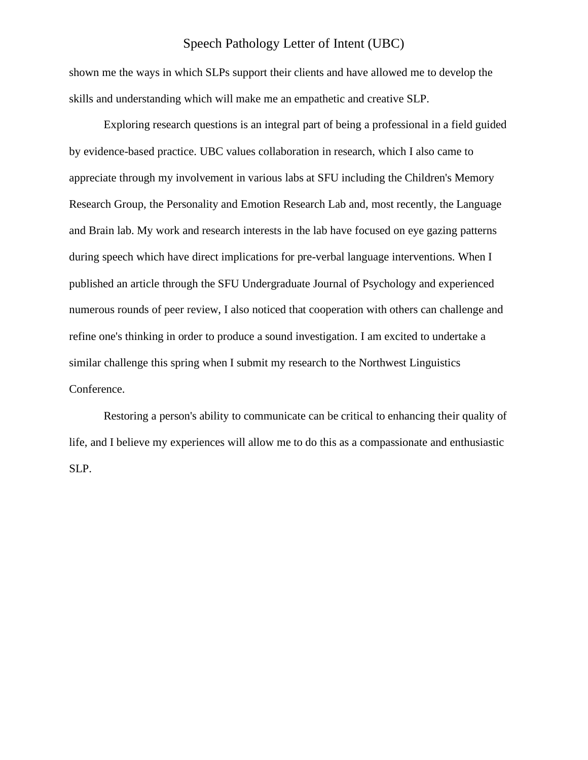shown me the ways in which SLPs support their clients and have allowed me to develop the skills and understanding which will make me an empathetic and creative SLP.

Exploring research questions is an integral part of being a professional in a field guided by evidence-based practice. UBC values collaboration in research, which I also came to appreciate through my involvement in various labs at SFU including the Children's Memory Research Group, the Personality and Emotion Research Lab and, most recently, the Language and Brain lab. My work and research interests in the lab have focused on eye gazing patterns during speech which have direct implications for pre-verbal language interventions. When I published an article through the SFU Undergraduate Journal of Psychology and experienced numerous rounds of peer review, I also noticed that cooperation with others can challenge and refine one's thinking in order to produce a sound investigation. I am excited to undertake a similar challenge this spring when I submit my research to the Northwest Linguistics Conference.

Restoring a person's ability to communicate can be critical to enhancing their quality of life, and I believe my experiences will allow me to do this as a compassionate and enthusiastic SLP.